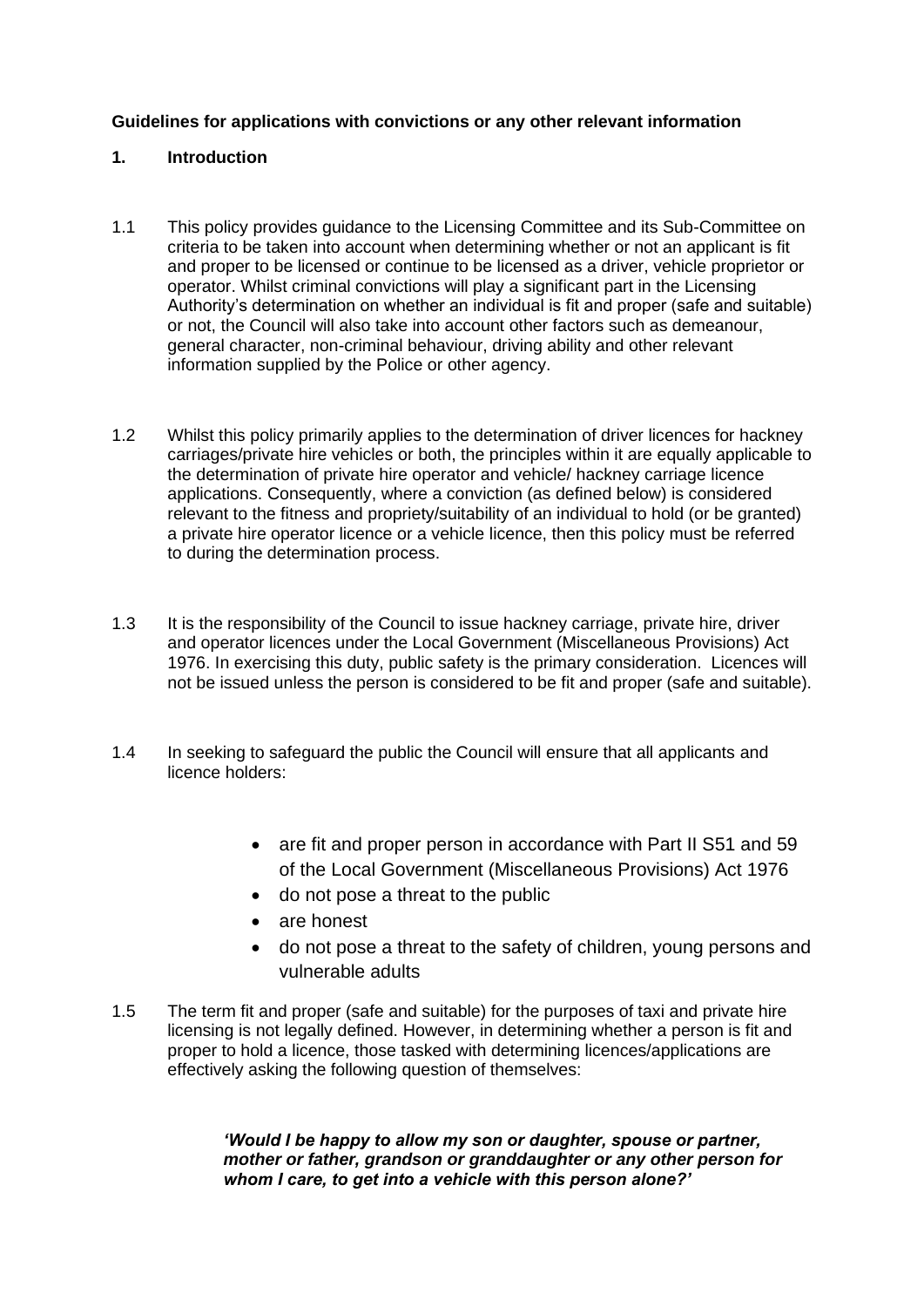**Guidelines for applications with convictions or any other relevant information**

## 1. Introduction

1.1 This policy provides guidance to the Licensing Committee and its Sub-Committee on criteria to be taken into account when determining whether or not an applicant is fit and proper to be licensed or continue to be licensed as a driver, vehicle proprietor or operator. Whilst criminal convictions will play a significant part in the Licensing Authority's determination on whether an individual is fit and proper (safe and suitable) or not, the Council will also take into account other factors such as demeanour, general character, non-criminal behaviour, driving ability and other relevant information supplied by the Police or other agency.

1.2 Whilst this policy primarily applies to the determination of driver licences for hackney carriages/private hire vehicles or both, the principles within it are equally applicable to the determination of private hire operator and vehicle/ hackney carriage licence applications. Consequently, where a conviction (as defined below) is considered relevant to the fitness and propriety/suitability of an individual to hold (or be granted) a private hire operator licence or a vehicle licence, then this policy must be referred to during the determination process.

1.3 It is the responsibility of the Council to issue hackney carriage, private hire, driver and operator licences under the Local Government (Miscellaneous Provisions) Act 1976. In exercising this duty, public safety is the primary consideration. Licences will not be issued unless the person is considered to be fit and proper (safe and suitable).

1.4 In seeking to safeguard the public the Council will ensure that all applicants and licence holders:

- are fit and proper person in accordance with Part II S51 and 59 of the Local Government (Miscellaneous Provisions) Act 1976
- do not pose a threat to the public
- are honest
- do not pose a threat to the safety of children, young persons and vulnerable adults

1.5 The term fit and proper (safe and suitable) for the purposes of taxi and private hire licensing is not legally defined. However, in determining whether a person is fit and proper to hold a licence, those tasked with determining licences/applications are effectively asking the following question of themselves:

> ***'Would I be happy to allow my son or daughter, spouse or partner, mother or father, grandson or granddaughter or any other person for whom I care, to get into a vehicle with this person alone?'***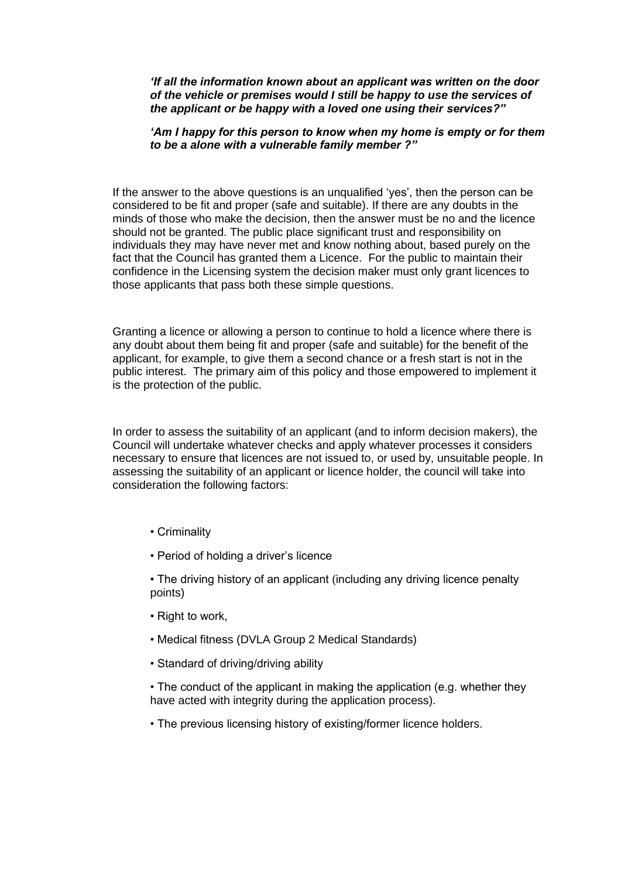***'If all the information known about an applicant was written on the door of the vehicle or premises would I still be happy to use the services of the applicant or be happy with a loved one using their services?"***

***'Am I happy for this person to know when my home is empty or for them to be a alone with a vulnerable family member ?"***

If the answer to the above questions is an unqualified 'yes', then the person can be considered to be fit and proper (safe and suitable). If there are any doubts in the minds of those who make the decision, then the answer must be no and the licence should not be granted. The public place significant trust and responsibility on individuals they may have never met and know nothing about, based purely on the fact that the Council has granted them a Licence. For the public to maintain their confidence in the Licensing system the decision maker must only grant licences to those applicants that pass both these simple questions.

Granting a licence or allowing a person to continue to hold a licence where there is any doubt about them being fit and proper (safe and suitable) for the benefit of the applicant, for example, to give them a second chance or a fresh start is not in the public interest. The primary aim of this policy and those empowered to implement it is the protection of the public.

In order to assess the suitability of an applicant (and to inform decision makers), the Council will undertake whatever checks and apply whatever processes it considers necessary to ensure that licences are not issued to, or used by, unsuitable people. In assessing the suitability of an applicant or licence holder, the council will take into consideration the following factors:

- Criminality
- Period of holding a driver's licence
- The driving history of an applicant (including any driving licence penalty points)
- Right to work,
- Medical fitness (DVLA Group 2 Medical Standards)
- Standard of driving/driving ability
- The conduct of the applicant in making the application (e.g. whether they have acted with integrity during the application process).
- The previous licensing history of existing/former licence holders.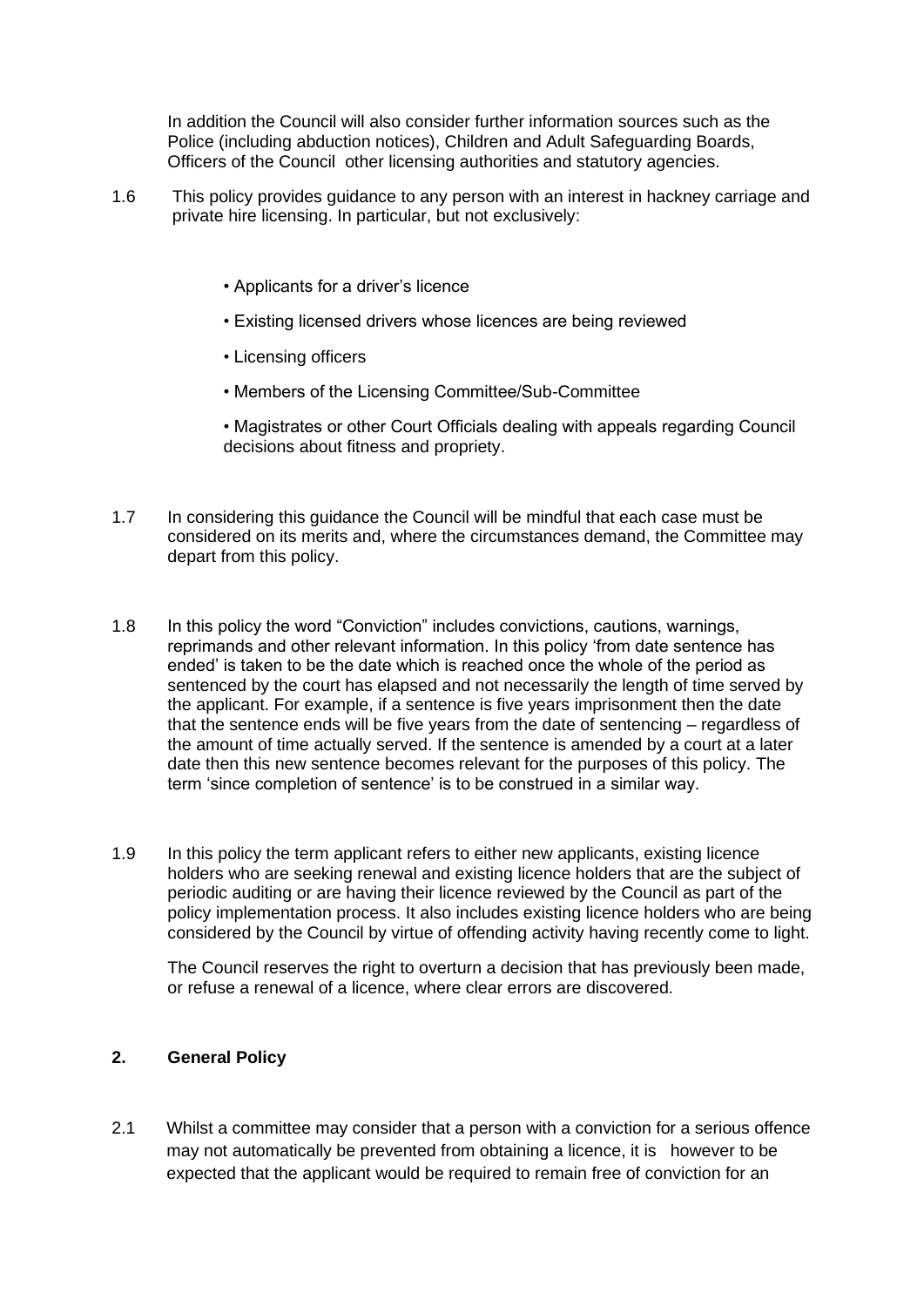In addition the Council will also consider further information sources such as the Police (including abduction notices), Children and Adult Safeguarding Boards, Officers of the Council other licensing authorities and statutory agencies.

1.6 This policy provides guidance to any person with an interest in hackney carriage and private hire licensing. In particular, but not exclusively:

- Applicants for a driver's licence
- Existing licensed drivers whose licences are being reviewed
- Licensing officers
- Members of the Licensing Committee/Sub-Committee
- Magistrates or other Court Officials dealing with appeals regarding Council decisions about fitness and propriety.

1.7 In considering this guidance the Council will be mindful that each case must be considered on its merits and, where the circumstances demand, the Committee may depart from this policy.

1.8 In this policy the word "Conviction" includes convictions, cautions, warnings, reprimands and other relevant information. In this policy 'from date sentence has ended' is taken to be the date which is reached once the whole of the period as sentenced by the court has elapsed and not necessarily the length of time served by the applicant. For example, if a sentence is five years imprisonment then the date that the sentence ends will be five years from the date of sentencing – regardless of the amount of time actually served. If the sentence is amended by a court at a later date then this new sentence becomes relevant for the purposes of this policy. The term 'since completion of sentence' is to be construed in a similar way.

1.9 In this policy the term applicant refers to either new applicants, existing licence holders who are seeking renewal and existing licence holders that are the subject of periodic auditing or are having their licence reviewed by the Council as part of the policy implementation process. It also includes existing licence holders who are being considered by the Council by virtue of offending activity having recently come to light.

The Council reserves the right to overturn a decision that has previously been made, or refuse a renewal of a licence, where clear errors are discovered.

## 2. General Policy

2.1 Whilst a committee may consider that a person with a conviction for a serious offence may not automatically be prevented from obtaining a licence, it is however to be expected that the applicant would be required to remain free of conviction for an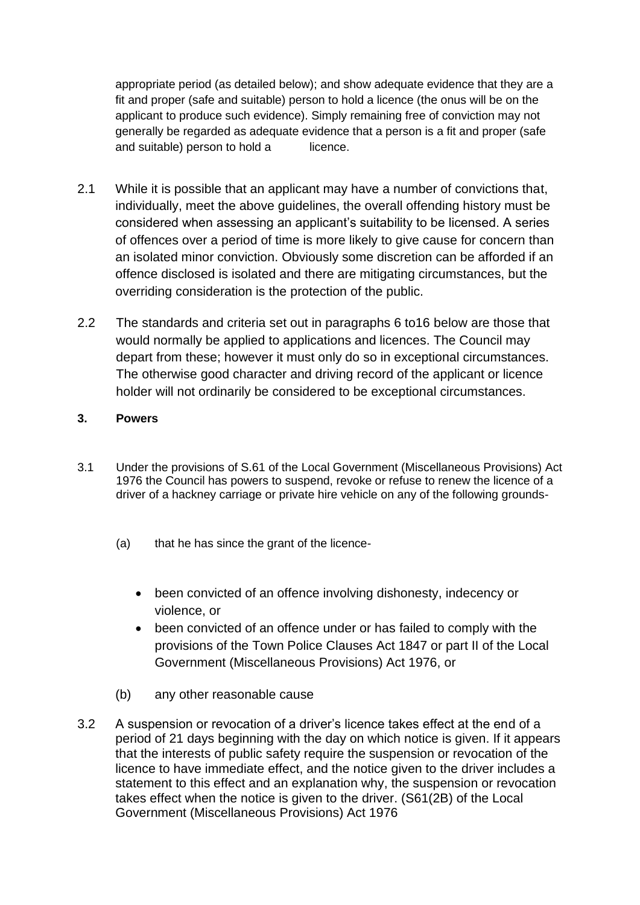appropriate period (as detailed below); and show adequate evidence that they are a fit and proper (safe and suitable) person to hold a licence (the onus will be on the applicant to produce such evidence). Simply remaining free of conviction may not generally be regarded as adequate evidence that a person is a fit and proper (safe and suitable) person to hold a licence.

2.1 While it is possible that an applicant may have a number of convictions that, individually, meet the above guidelines, the overall offending history must be considered when assessing an applicant's suitability to be licensed. A series of offences over a period of time is more likely to give cause for concern than an isolated minor conviction. Obviously some discretion can be afforded if an offence disclosed is isolated and there are mitigating circumstances, but the overriding consideration is the protection of the public.

2.2 The standards and criteria set out in paragraphs 6 to16 below are those that would normally be applied to applications and licences. The Council may depart from these; however it must only do so in exceptional circumstances. The otherwise good character and driving record of the applicant or licence holder will not ordinarily be considered to be exceptional circumstances.

### 3. Powers

3.1 Under the provisions of S.61 of the Local Government (Miscellaneous Provisions) Act 1976 the Council has powers to suspend, revoke or refuse to renew the licence of a driver of a hackney carriage or private hire vehicle on any of the following grounds-

(a) that he has since the grant of the licence-

- been convicted of an offence involving dishonesty, indecency or violence, or
- been convicted of an offence under or has failed to comply with the provisions of the Town Police Clauses Act 1847 or part II of the Local Government (Miscellaneous Provisions) Act 1976, or

(b) any other reasonable cause

3.2 A suspension or revocation of a driver's licence takes effect at the end of a period of 21 days beginning with the day on which notice is given. If it appears that the interests of public safety require the suspension or revocation of the licence to have immediate effect, and the notice given to the driver includes a statement to this effect and an explanation why, the suspension or revocation takes effect when the notice is given to the driver. (S61(2B) of the Local Government (Miscellaneous Provisions) Act 1976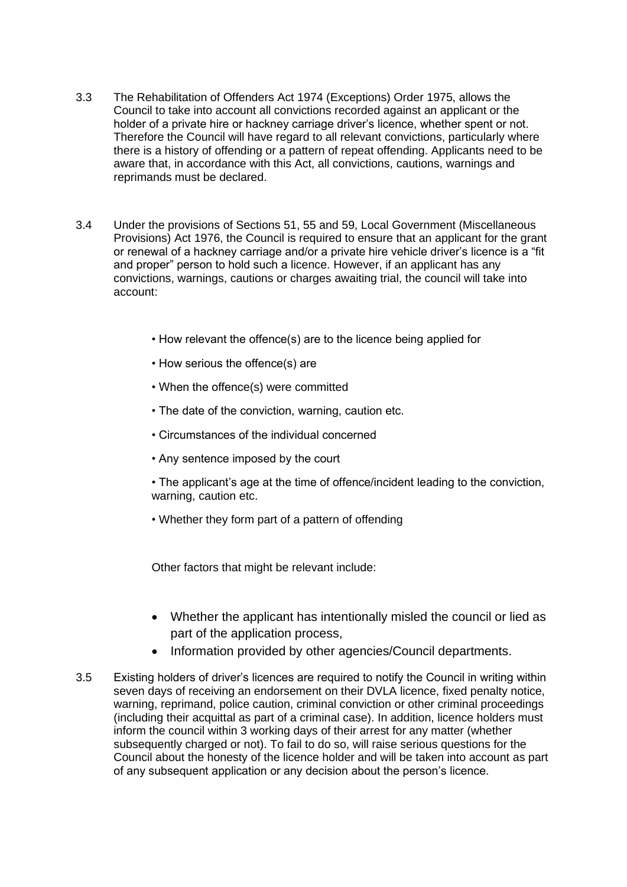3.3 The Rehabilitation of Offenders Act 1974 (Exceptions) Order 1975, allows the Council to take into account all convictions recorded against an applicant or the holder of a private hire or hackney carriage driver's licence, whether spent or not. Therefore the Council will have regard to all relevant convictions, particularly where there is a history of offending or a pattern of repeat offending. Applicants need to be aware that, in accordance with this Act, all convictions, cautions, warnings and reprimands must be declared.

3.4 Under the provisions of Sections 51, 55 and 59, Local Government (Miscellaneous Provisions) Act 1976, the Council is required to ensure that an applicant for the grant or renewal of a hackney carriage and/or a private hire vehicle driver's licence is a "fit and proper" person to hold such a licence. However, if an applicant has any convictions, warnings, cautions or charges awaiting trial, the council will take into account:

- How relevant the offence(s) are to the licence being applied for
- How serious the offence(s) are
- When the offence(s) were committed
- The date of the conviction, warning, caution etc.
- Circumstances of the individual concerned
- Any sentence imposed by the court
- The applicant's age at the time of offence/incident leading to the conviction, warning, caution etc.
- Whether they form part of a pattern of offending

Other factors that might be relevant include:

- Whether the applicant has intentionally misled the council or lied as part of the application process,
- Information provided by other agencies/Council departments.

3.5 Existing holders of driver's licences are required to notify the Council in writing within seven days of receiving an endorsement on their DVLA licence, fixed penalty notice, warning, reprimand, police caution, criminal conviction or other criminal proceedings (including their acquittal as part of a criminal case). In addition, licence holders must inform the council within 3 working days of their arrest for any matter (whether subsequently charged or not). To fail to do so, will raise serious questions for the Council about the honesty of the licence holder and will be taken into account as part of any subsequent application or any decision about the person's licence.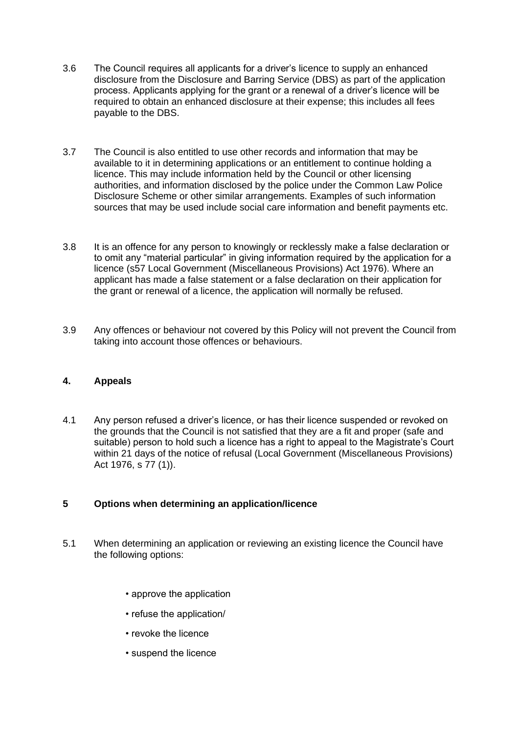3.6 The Council requires all applicants for a driver's licence to supply an enhanced disclosure from the Disclosure and Barring Service (DBS) as part of the application process. Applicants applying for the grant or a renewal of a driver's licence will be required to obtain an enhanced disclosure at their expense; this includes all fees payable to the DBS.

3.7 The Council is also entitled to use other records and information that may be available to it in determining applications or an entitlement to continue holding a licence. This may include information held by the Council or other licensing authorities, and information disclosed by the police under the Common Law Police Disclosure Scheme or other similar arrangements. Examples of such information sources that may be used include social care information and benefit payments etc.

3.8 It is an offence for any person to knowingly or recklessly make a false declaration or to omit any "material particular" in giving information required by the application for a licence (s57 Local Government (Miscellaneous Provisions) Act 1976). Where an applicant has made a false statement or a false declaration on their application for the grant or renewal of a licence, the application will normally be refused.

3.9 Any offences or behaviour not covered by this Policy will not prevent the Council from taking into account those offences or behaviours.

## 4. Appeals

4.1 Any person refused a driver's licence, or has their licence suspended or revoked on the grounds that the Council is not satisfied that they are a fit and proper (safe and suitable) person to hold such a licence has a right to appeal to the Magistrate's Court within 21 days of the notice of refusal (Local Government (Miscellaneous Provisions) Act 1976, s 77 (1)).

## 5 Options when determining an application/licence

5.1 When determining an application or reviewing an existing licence the Council have the following options:

- approve the application
- refuse the application/
- revoke the licence
- suspend the licence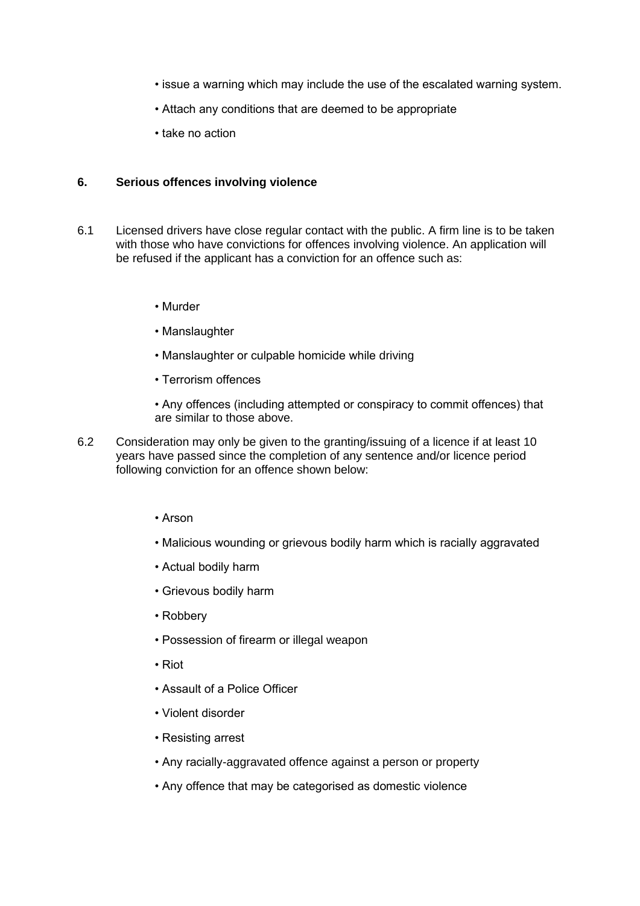- issue a warning which may include the use of the escalated warning system.
- Attach any conditions that are deemed to be appropriate
- take no action

## 6. Serious offences involving violence

6.1 Licensed drivers have close regular contact with the public. A firm line is to be taken with those who have convictions for offences involving violence. An application will be refused if the applicant has a conviction for an offence such as:

- Murder
- Manslaughter
- Manslaughter or culpable homicide while driving
- Terrorism offences
- Any offences (including attempted or conspiracy to commit offences) that are similar to those above.

6.2 Consideration may only be given to the granting/issuing of a licence if at least 10 years have passed since the completion of any sentence and/or licence period following conviction for an offence shown below:

- Arson
- Malicious wounding or grievous bodily harm which is racially aggravated
- Actual bodily harm
- Grievous bodily harm
- Robbery
- Possession of firearm or illegal weapon
- Riot
- Assault of a Police Officer
- Violent disorder
- Resisting arrest
- Any racially-aggravated offence against a person or property
- Any offence that may be categorised as domestic violence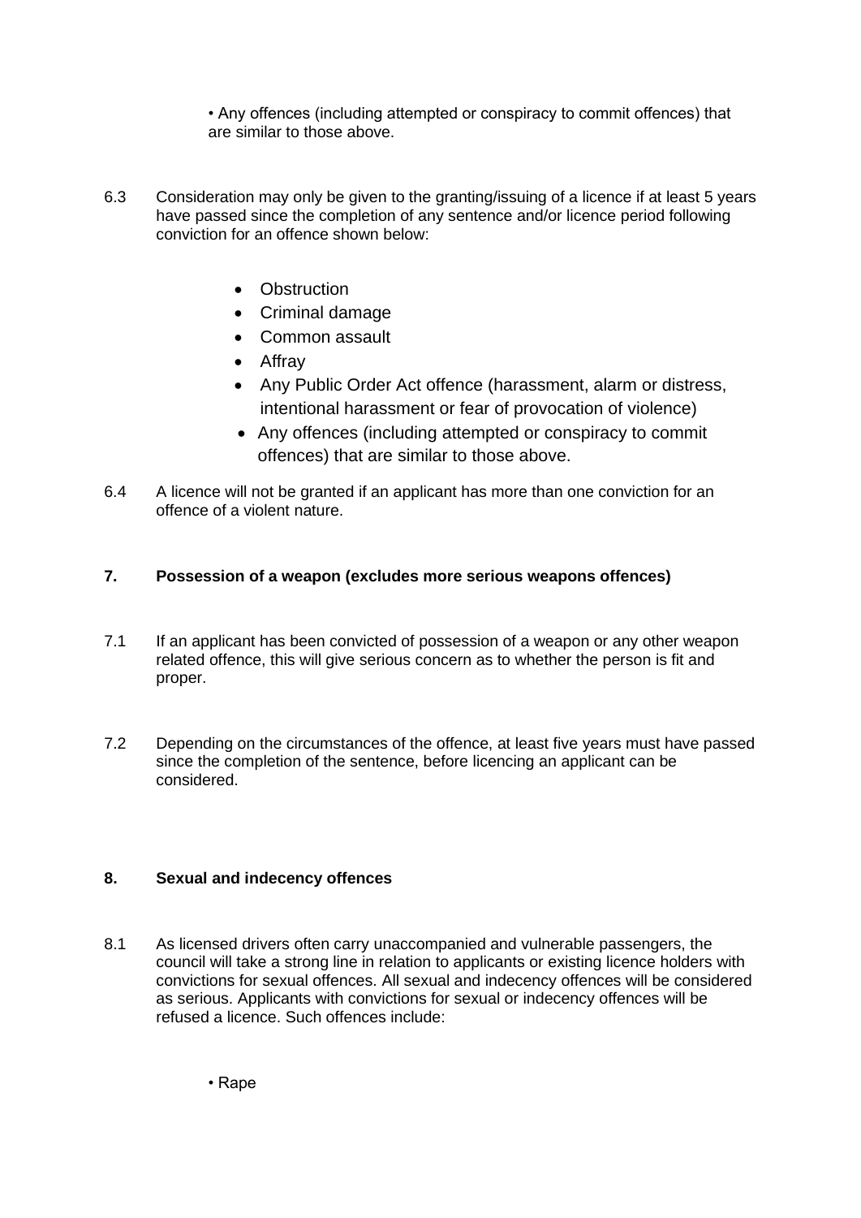- Any offences (including attempted or conspiracy to commit offences) that are similar to those above.

6.3 Consideration may only be given to the granting/issuing of a licence if at least 5 years have passed since the completion of any sentence and/or licence period following conviction for an offence shown below:

- Obstruction
- Criminal damage
- Common assault
- Affray
- Any Public Order Act offence (harassment, alarm or distress, intentional harassment or fear of provocation of violence)
- Any offences (including attempted or conspiracy to commit offences) that are similar to those above.

6.4 A licence will not be granted if an applicant has more than one conviction for an offence of a violent nature.

## 7. Possession of a weapon (excludes more serious weapons offences)

7.1 If an applicant has been convicted of possession of a weapon or any other weapon related offence, this will give serious concern as to whether the person is fit and proper.

7.2 Depending on the circumstances of the offence, at least five years must have passed since the completion of the sentence, before licencing an applicant can be considered.

## 8. Sexual and indecency offences

8.1 As licensed drivers often carry unaccompanied and vulnerable passengers, the council will take a strong line in relation to applicants or existing licence holders with convictions for sexual offences. All sexual and indecency offences will be considered as serious. Applicants with convictions for sexual or indecency offences will be refused a licence. Such offences include:

- Rape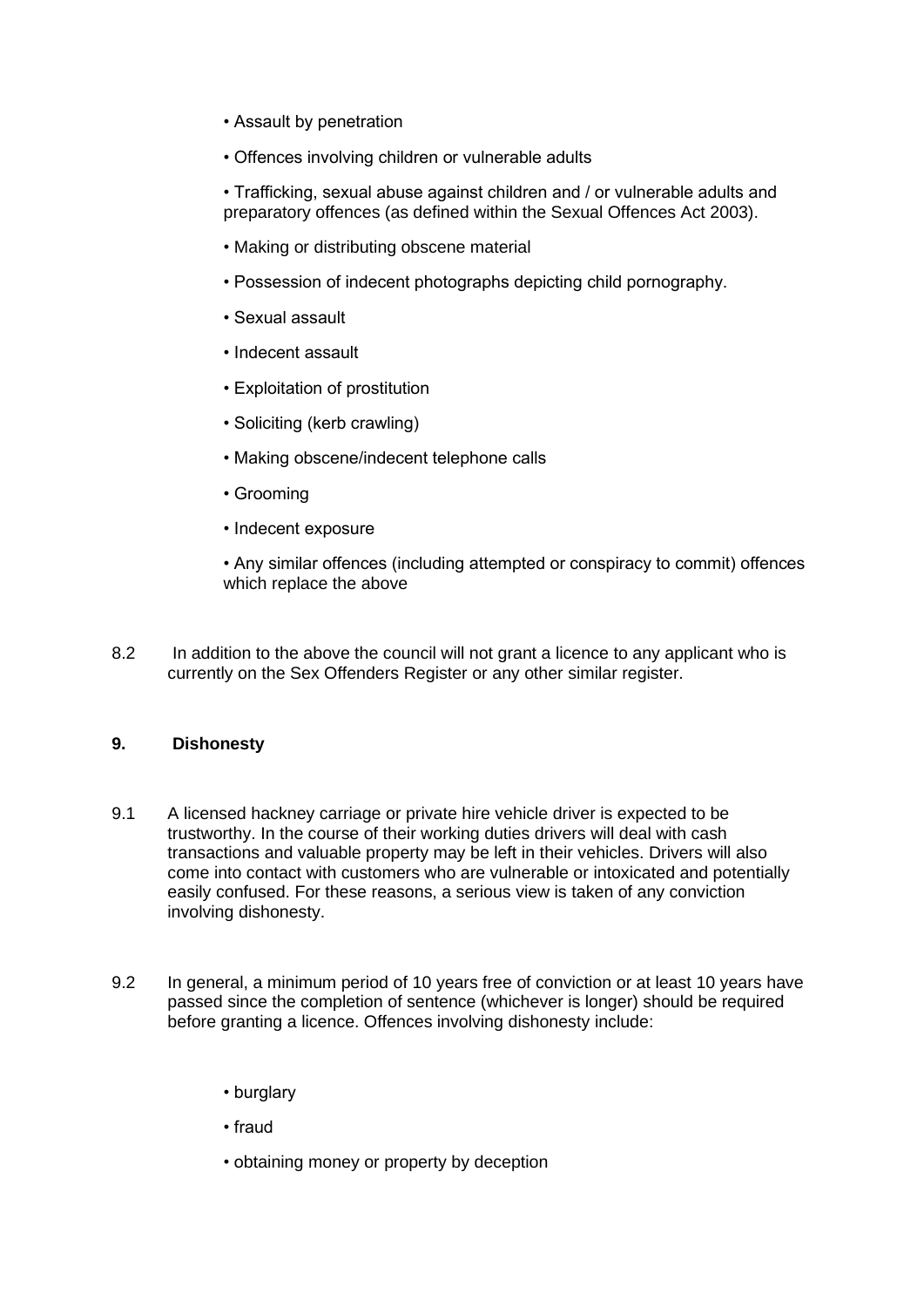- Assault by penetration
- Offences involving children or vulnerable adults
- Trafficking, sexual abuse against children and / or vulnerable adults and preparatory offences (as defined within the Sexual Offences Act 2003).
- Making or distributing obscene material
- Possession of indecent photographs depicting child pornography.
- Sexual assault
- Indecent assault
- Exploitation of prostitution
- Soliciting (kerb crawling)
- Making obscene/indecent telephone calls
- Grooming
- Indecent exposure
- Any similar offences (including attempted or conspiracy to commit) offences which replace the above

8.2 In addition to the above the council will not grant a licence to any applicant who is currently on the Sex Offenders Register or any other similar register.

## 9. Dishonesty

9.1 A licensed hackney carriage or private hire vehicle driver is expected to be trustworthy. In the course of their working duties drivers will deal with cash transactions and valuable property may be left in their vehicles. Drivers will also come into contact with customers who are vulnerable or intoxicated and potentially easily confused. For these reasons, a serious view is taken of any conviction involving dishonesty.

9.2 In general, a minimum period of 10 years free of conviction or at least 10 years have passed since the completion of sentence (whichever is longer) should be required before granting a licence. Offences involving dishonesty include:

- burglary
- fraud
- obtaining money or property by deception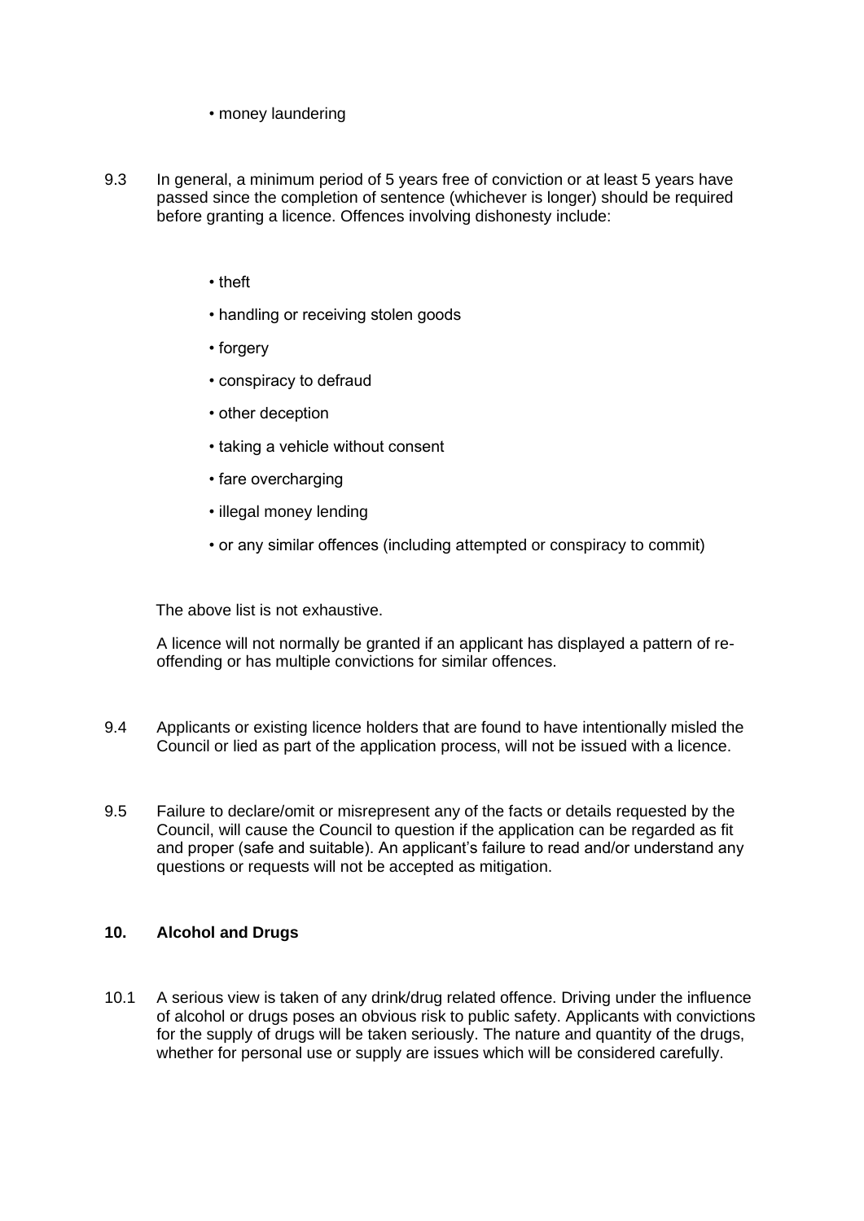- money laundering

9.3 In general, a minimum period of 5 years free of conviction or at least 5 years have passed since the completion of sentence (whichever is longer) should be required before granting a licence. Offences involving dishonesty include:

- theft
- handling or receiving stolen goods
- forgery
- conspiracy to defraud
- other deception
- taking a vehicle without consent
- fare overcharging
- illegal money lending
- or any similar offences (including attempted or conspiracy to commit)

The above list is not exhaustive.

A licence will not normally be granted if an applicant has displayed a pattern of re-offending or has multiple convictions for similar offences.

9.4 Applicants or existing licence holders that are found to have intentionally misled the Council or lied as part of the application process, will not be issued with a licence.

9.5 Failure to declare/omit or misrepresent any of the facts or details requested by the Council, will cause the Council to question if the application can be regarded as fit and proper (safe and suitable). An applicant's failure to read and/or understand any questions or requests will not be accepted as mitigation.

## 10. Alcohol and Drugs

10.1 A serious view is taken of any drink/drug related offence. Driving under the influence of alcohol or drugs poses an obvious risk to public safety. Applicants with convictions for the supply of drugs will be taken seriously. The nature and quantity of the drugs, whether for personal use or supply are issues which will be considered carefully.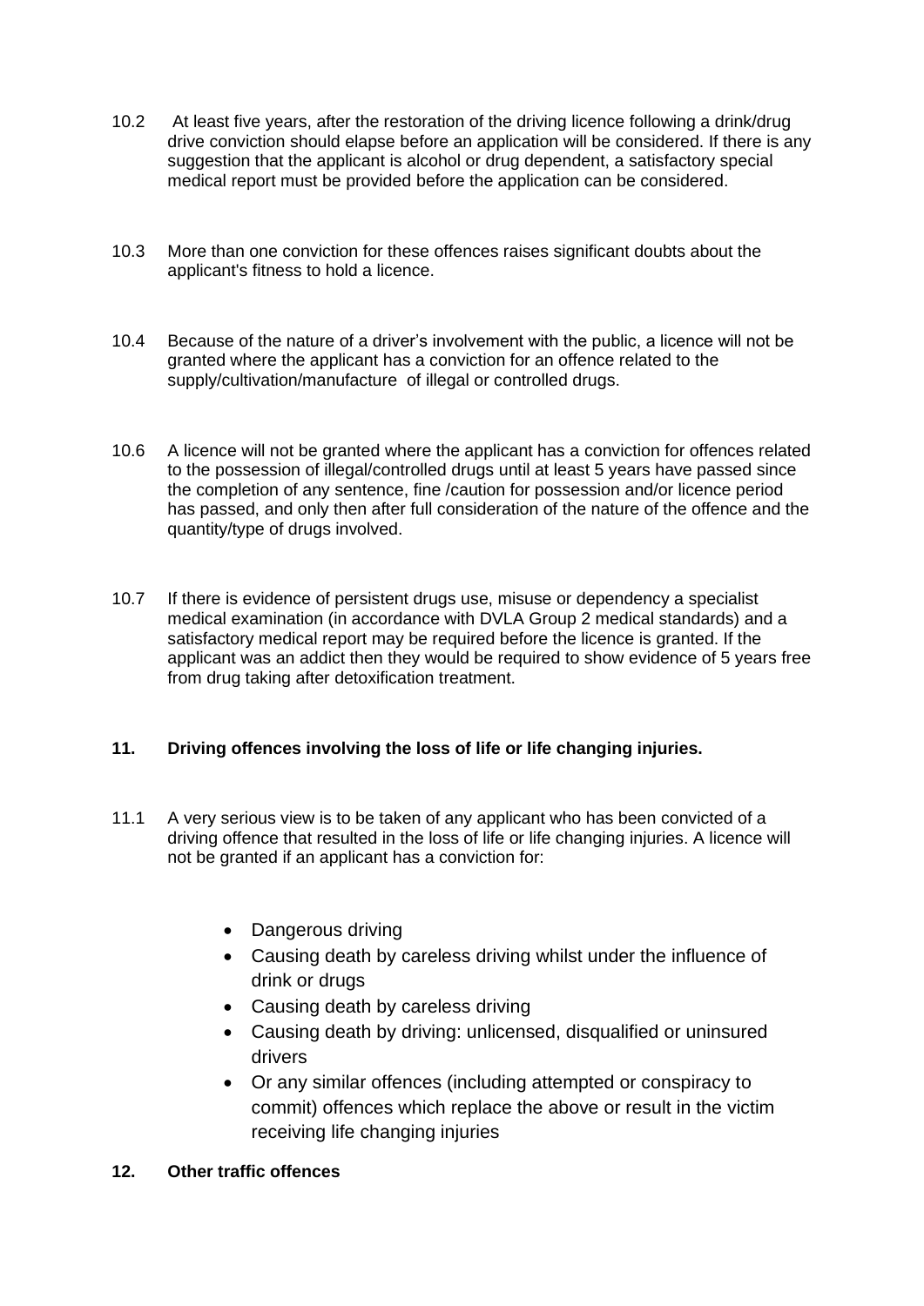10.2 At least five years, after the restoration of the driving licence following a drink/drug drive conviction should elapse before an application will be considered. If there is any suggestion that the applicant is alcohol or drug dependent, a satisfactory special medical report must be provided before the application can be considered.

10.3 More than one conviction for these offences raises significant doubts about the applicant's fitness to hold a licence.

10.4 Because of the nature of a driver's involvement with the public, a licence will not be granted where the applicant has a conviction for an offence related to the supply/cultivation/manufacture of illegal or controlled drugs.

10.6 A licence will not be granted where the applicant has a conviction for offences related to the possession of illegal/controlled drugs until at least 5 years have passed since the completion of any sentence, fine /caution for possession and/or licence period has passed, and only then after full consideration of the nature of the offence and the quantity/type of drugs involved.

10.7 If there is evidence of persistent drugs use, misuse or dependency a specialist medical examination (in accordance with DVLA Group 2 medical standards) and a satisfactory medical report may be required before the licence is granted. If the applicant was an addict then they would be required to show evidence of 5 years free from drug taking after detoxification treatment.

## 11. Driving offences involving the loss of life or life changing injuries.

11.1 A very serious view is to be taken of any applicant who has been convicted of a driving offence that resulted in the loss of life or life changing injuries. A licence will not be granted if an applicant has a conviction for:

- Dangerous driving
- Causing death by careless driving whilst under the influence of drink or drugs
- Causing death by careless driving
- Causing death by driving: unlicensed, disqualified or uninsured drivers
- Or any similar offences (including attempted or conspiracy to commit) offences which replace the above or result in the victim receiving life changing injuries

## 12. Other traffic offences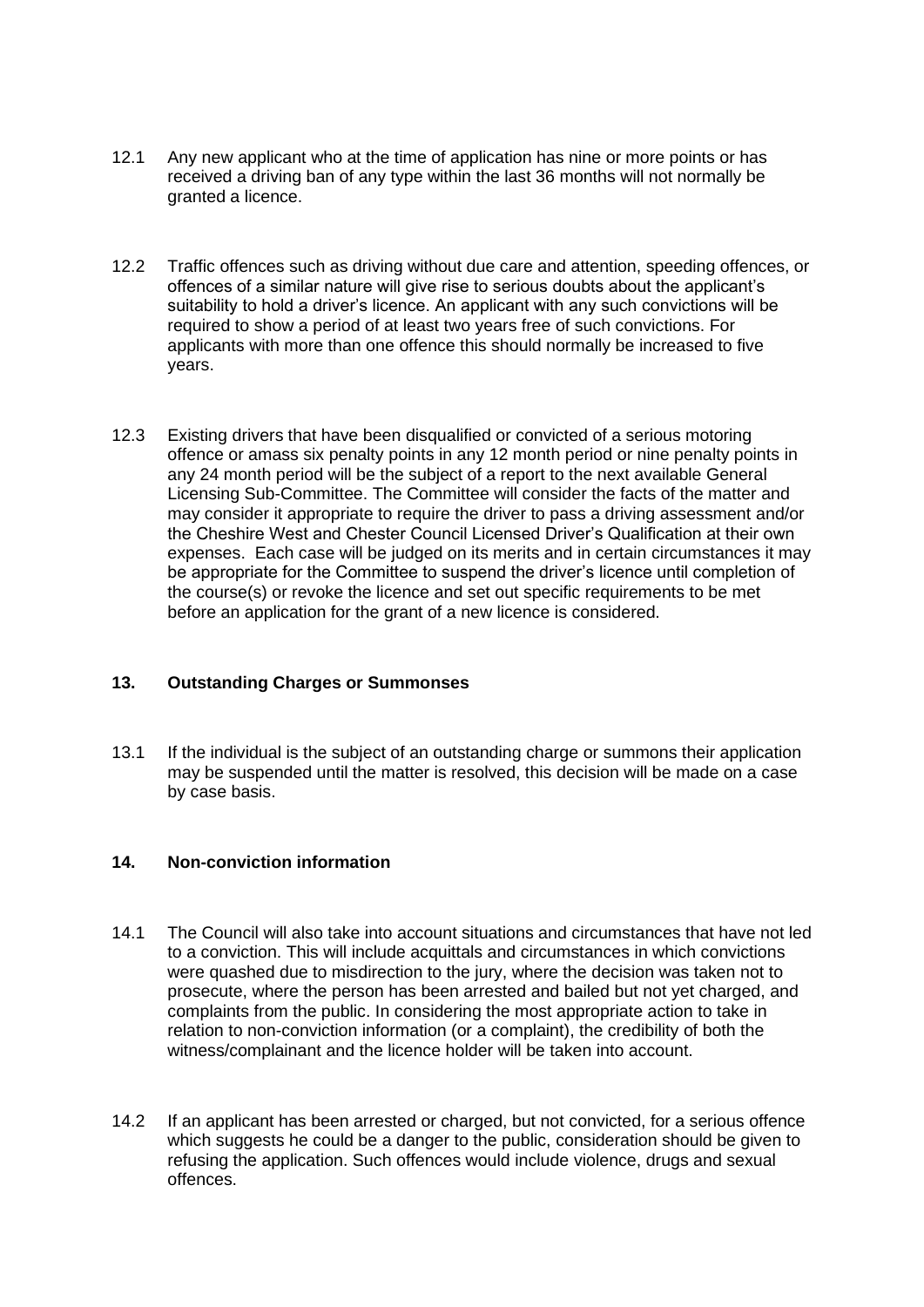12.1 Any new applicant who at the time of application has nine or more points or has received a driving ban of any type within the last 36 months will not normally be granted a licence.

12.2 Traffic offences such as driving without due care and attention, speeding offences, or offences of a similar nature will give rise to serious doubts about the applicant's suitability to hold a driver's licence. An applicant with any such convictions will be required to show a period of at least two years free of such convictions. For applicants with more than one offence this should normally be increased to five years.

12.3 Existing drivers that have been disqualified or convicted of a serious motoring offence or amass six penalty points in any 12 month period or nine penalty points in any 24 month period will be the subject of a report to the next available General Licensing Sub-Committee. The Committee will consider the facts of the matter and may consider it appropriate to require the driver to pass a driving assessment and/or the Cheshire West and Chester Council Licensed Driver's Qualification at their own expenses. Each case will be judged on its merits and in certain circumstances it may be appropriate for the Committee to suspend the driver's licence until completion of the course(s) or revoke the licence and set out specific requirements to be met before an application for the grant of a new licence is considered.

## 13. Outstanding Charges or Summonses

13.1 If the individual is the subject of an outstanding charge or summons their application may be suspended until the matter is resolved, this decision will be made on a case by case basis.

## 14. Non-conviction information

14.1 The Council will also take into account situations and circumstances that have not led to a conviction. This will include acquittals and circumstances in which convictions were quashed due to misdirection to the jury, where the decision was taken not to prosecute, where the person has been arrested and bailed but not yet charged, and complaints from the public. In considering the most appropriate action to take in relation to non-conviction information (or a complaint), the credibility of both the witness/complainant and the licence holder will be taken into account.

14.2 If an applicant has been arrested or charged, but not convicted, for a serious offence which suggests he could be a danger to the public, consideration should be given to refusing the application. Such offences would include violence, drugs and sexual offences.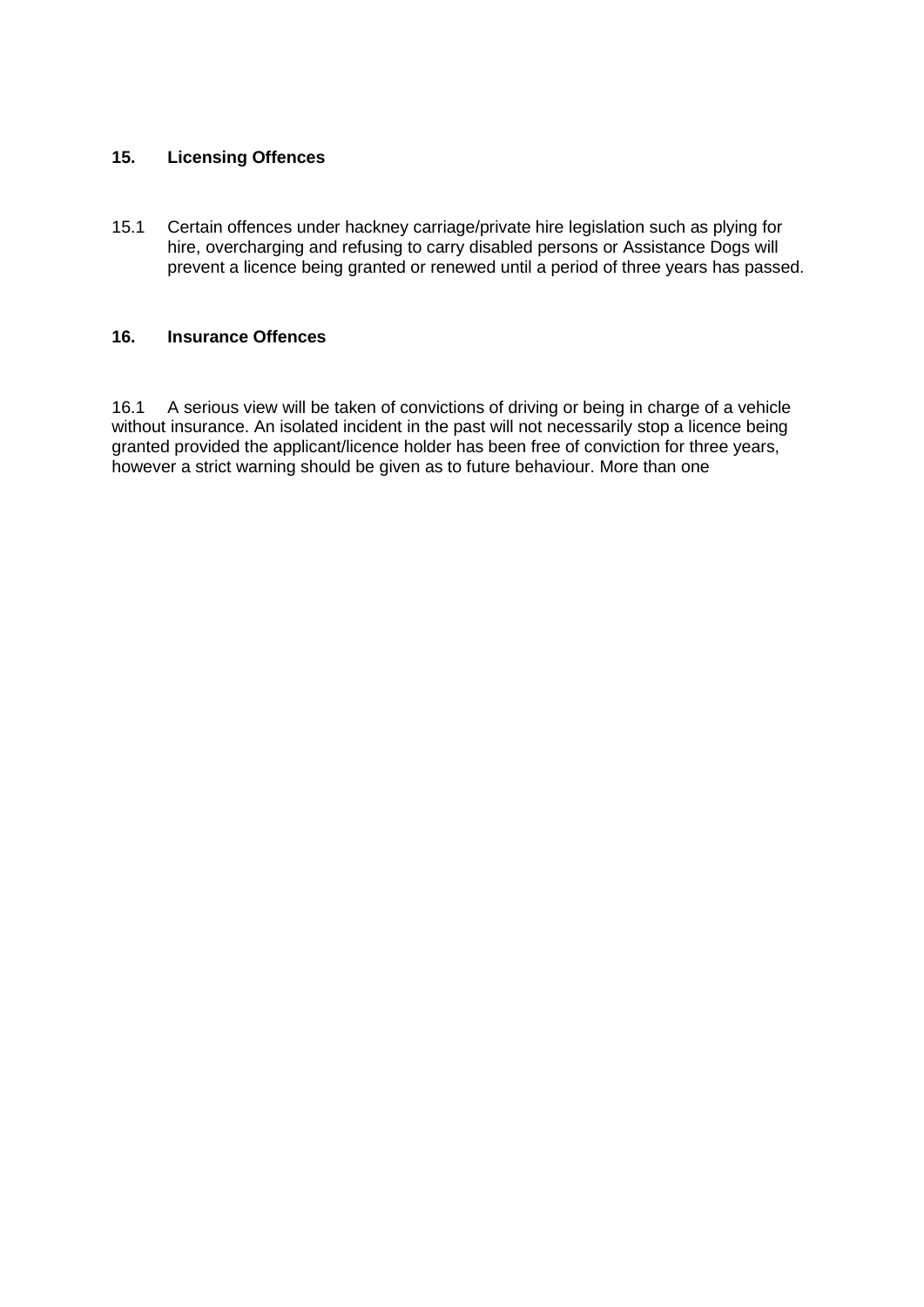## 15. Licensing Offences

15.1 Certain offences under hackney carriage/private hire legislation such as plying for hire, overcharging and refusing to carry disabled persons or Assistance Dogs will prevent a licence being granted or renewed until a period of three years has passed.

## 16. Insurance Offences

16.1 A serious view will be taken of convictions of driving or being in charge of a vehicle without insurance. An isolated incident in the past will not necessarily stop a licence being granted provided the applicant/licence holder has been free of conviction for three years, however a strict warning should be given as to future behaviour. More than one